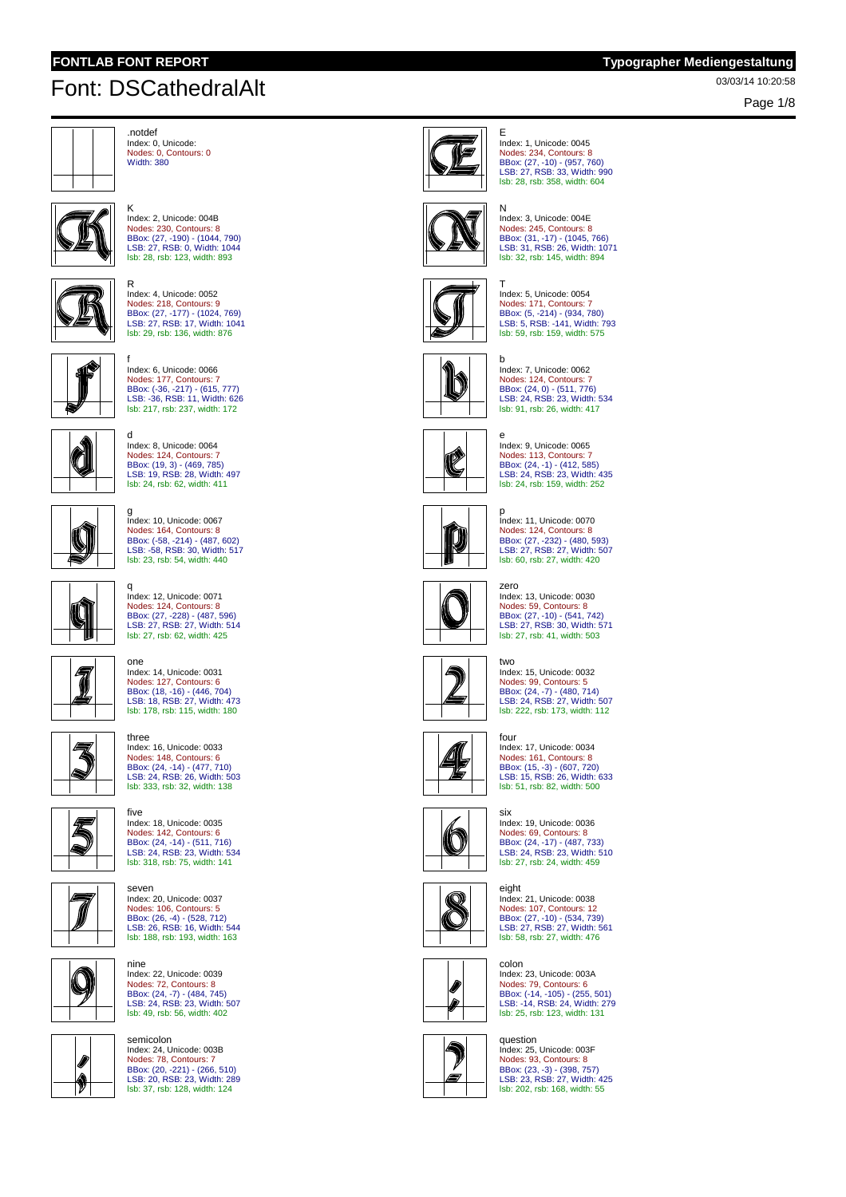**FONTLAB FONT REPORT** **Typographer Mediengestaltung**

# Font: DSCathedralAlt

03/03/14 10:20:58

.notdef
Index: 0, Unicode:
Nodes: 0, Contours: 0
Width: 380

E
Index: 1, Unicode: 0045
Nodes: 234, Contours: 8
BBox: (27, -10) - (957, 760)
LSB: 27, RSB: 33, Width: 990
lsb: 28, rsb: 358, width: 604

K
Index: 2, Unicode: 004B
Nodes: 230, Contours: 8
BBox: (27, -190) - (1044, 790)
LSB: 27, RSB: 0, Width: 1044
lsb: 28, rsb: 123, width: 893

N
Index: 3, Unicode: 004E
Nodes: 245, Contours: 8
BBox: (31, -17) - (1045, 766)
LSB: 31, RSB: 26, Width: 1071
lsb: 32, rsb: 145, width: 894

R
Index: 4, Unicode: 0052
Nodes: 218, Contours: 9
BBox: (27, -177) - (1024, 769)
LSB: 27, RSB: 17, Width: 1041
lsb: 29, rsb: 136, width: 876

T
Index: 5, Unicode: 0054
Nodes: 171, Contours: 7
BBox: (5, -214) - (934, 780)
LSB: 5, RSB: -141, Width: 793
lsb: 59, rsb: 159, width: 575

f
Index: 6, Unicode: 0066
Nodes: 177, Contours: 7
BBox: (-36, -217) - (615, 777)
LSB: -36, RSB: 11, Width: 626
lsb: 217, rsb: 237, width: 172

b
Index: 7, Unicode: 0062
Nodes: 124, Contours: 7
BBox: (24, 0) - (511, 776)
LSB: 24, RSB: 23, Width: 534
lsb: 91, rsb: 26, width: 417

d
Index: 8, Unicode: 0064
Nodes: 124, Contours: 7
BBox: (19, 3) - (469, 785)
LSB: 19, RSB: 28, Width: 497
lsb: 24, rsb: 62, width: 411

e
Index: 9, Unicode: 0065
Nodes: 113, Contours: 7
BBox: (24, -1) - (412, 585)
LSB: 24, RSB: 23, Width: 435
lsb: 24, rsb: 159, width: 252

g
Index: 10, Unicode: 0067
Nodes: 164, Contours: 8
BBox: (-58, -214) - (487, 602)
LSB: -58, RSB: 30, Width: 517
lsb: 23, rsb: 54, width: 440

p
Index: 11, Unicode: 0070
Nodes: 124, Contours: 8
BBox: (27, -232) - (480, 593)
LSB: 27, RSB: 27, Width: 507
lsb: 60, rsb: 27, width: 420

q
Index: 12, Unicode: 0071
Nodes: 124, Contours: 8
BBox: (27, -228) - (487, 596)
LSB: 27, RSB: 27, Width: 514
lsb: 27, rsb: 62, width: 425

zero
Index: 13, Unicode: 0030
Nodes: 59, Contours: 8
BBox: (27, -10) - (541, 742)
LSB: 27, RSB: 30, Width: 571
lsb: 27, rsb: 41, width: 503

one
Index: 14, Unicode: 0031
Nodes: 127, Contours: 6
BBox: (18, -16) - (446, 704)
LSB: 18, RSB: 27, Width: 473
lsb: 178, rsb: 115, width: 180

two
Index: 15, Unicode: 0032
Nodes: 99, Contours: 5
BBox: (24, -7) - (480, 714)
LSB: 24, RSB: 27, Width: 507
lsb: 222, rsb: 173, width: 112

three
Index: 16, Unicode: 0033
Nodes: 148, Contours: 6
BBox: (24, -14) - (477, 710)
LSB: 24, RSB: 26, Width: 503
lsb: 333, rsb: 32, width: 138

four
Index: 17, Unicode: 0034
Nodes: 161, Contours: 8
BBox: (15, -3) - (607, 720)
LSB: 15, RSB: 26, Width: 633
lsb: 51, rsb: 82, width: 500

five
Index: 18, Unicode: 0035
Nodes: 142, Contours: 6
BBox: (24, -14) - (511, 716)
LSB: 24, RSB: 23, Width: 534
lsb: 318, rsb: 75, width: 141

six
Index: 19, Unicode: 0036
Nodes: 69, Contours: 8
BBox: (24, -17) - (487, 733)
LSB: 24, RSB: 23, Width: 510
lsb: 27, rsb: 24, width: 459

seven
Index: 20, Unicode: 0037
Nodes: 106, Contours: 5
BBox: (26, -4) - (528, 712)
LSB: 26, RSB: 16, Width: 544
lsb: 188, rsb: 193, width: 163

eight
Index: 21, Unicode: 0038
Nodes: 107, Contours: 12
BBox: (27, -10) - (534, 739)
LSB: 27, RSB: 27, Width: 561
lsb: 58, rsb: 27, width: 476

nine
Index: 22, Unicode: 0039
Nodes: 72, Contours: 8
BBox: (24, -7) - (484, 745)
LSB: 24, RSB: 23, Width: 507
lsb: 49, rsb: 56, width: 402

colon
Index: 23, Unicode: 003A
Nodes: 79, Contours: 6
BBox: (-14, -105) - (255, 501)
LSB: -14, RSB: 24, Width: 279
lsb: 25, rsb: 123, width: 131

semicolon
Index: 24, Unicode: 003B
Nodes: 78, Contours: 7
BBox: (20, -221) - (266, 510)
LSB: 20, RSB: 23, Width: 289
lsb: 37, rsb: 128, width: 124

question
Index: 25, Unicode: 003F
Nodes: 93, Contours: 8
BBox: (23, -3) - (398, 757)
LSB: 23, RSB: 27, Width: 425
lsb: 202, rsb: 168, width: 55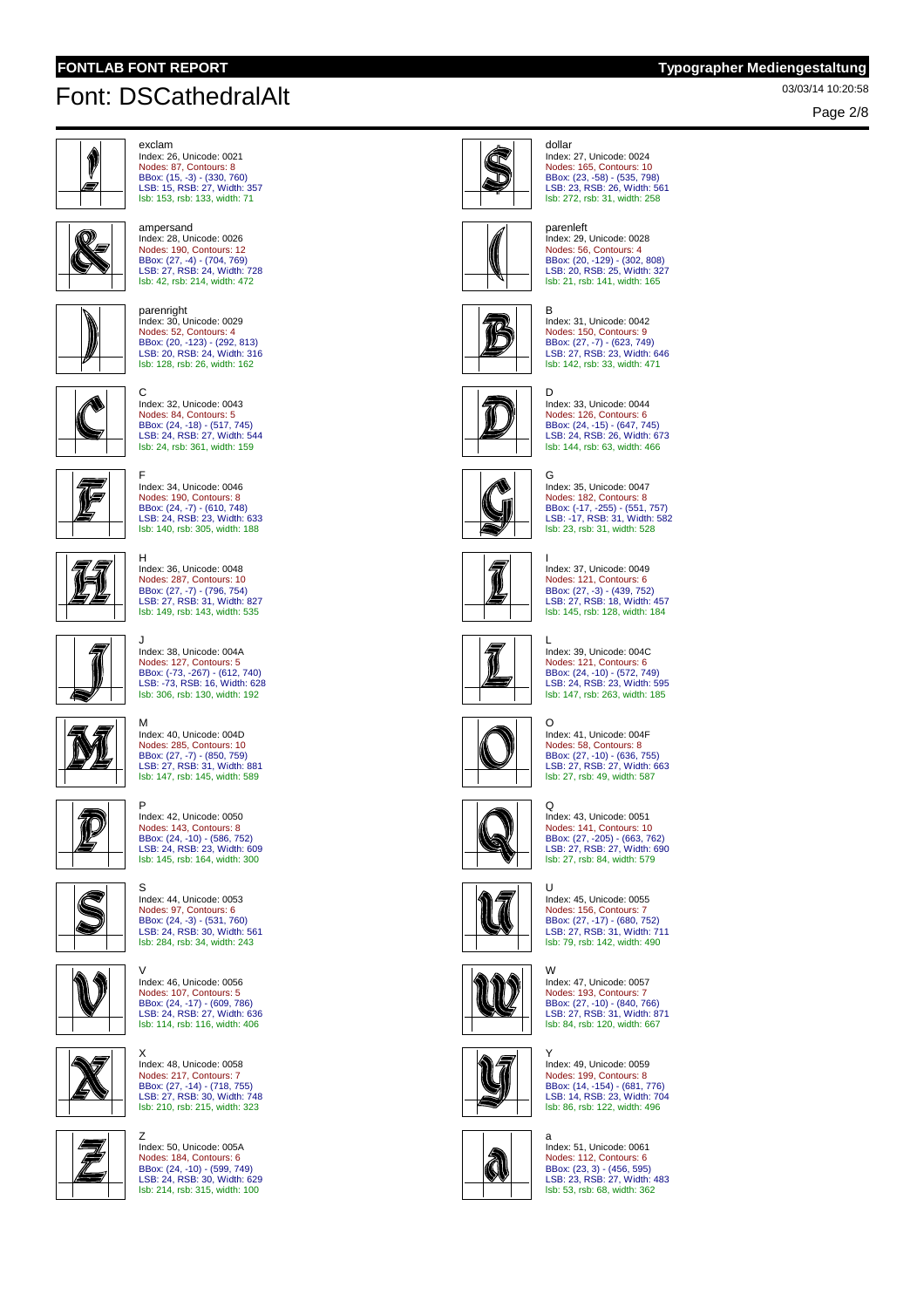# Font: DSCathedralAlt

exclam
Index: 26, Unicode: 0021
Nodes: 87, Contours: 8
BBox: (15, -3) - (330, 760)
LSB: 15, RSB: 27, Width: 357
lsb: 153, rsb: 133, width: 71

dollar
Index: 27, Unicode: 0024
Nodes: 165, Contours: 10
BBox: (23, -58) - (535, 798)
LSB: 23, RSB: 26, Width: 561
lsb: 272, rsb: 31, width: 258

ampersand
Index: 28, Unicode: 0026
Nodes: 190, Contours: 12
BBox: (27, -4) - (704, 769)
LSB: 27, RSB: 24, Width: 728
lsb: 42, rsb: 214, width: 472

parenleft
Index: 29, Unicode: 0028
Nodes: 56, Contours: 4
BBox: (20, -129) - (302, 808)
LSB: 20, RSB: 25, Width: 327
lsb: 21, rsb: 141, width: 165

parenright
Index: 30, Unicode: 0029
Nodes: 52, Contours: 4
BBox: (20, -123) - (292, 813)
LSB: 20, RSB: 24, Width: 316
lsb: 128, rsb: 26, width: 162

B
Index: 31, Unicode: 0042
Nodes: 150, Contours: 9
BBox: (27, -7) - (623, 749)
LSB: 27, RSB: 23, Width: 646
lsb: 142, rsb: 33, width: 471

C
Index: 32, Unicode: 0043
Nodes: 84, Contours: 5
BBox: (24, -18) - (517, 745)
LSB: 24, RSB: 27, Width: 544
lsb: 24, rsb: 361, width: 159

D
Index: 33, Unicode: 0044
Nodes: 126, Contours: 6
BBox: (24, -15) - (647, 745)
LSB: 24, RSB: 26, Width: 673
lsb: 144, rsb: 63, width: 466

F
Index: 34, Unicode: 0046
Nodes: 190, Contours: 8
BBox: (24, -7) - (610, 748)
LSB: 24, RSB: 23, Width: 633
lsb: 140, rsb: 305, width: 188

G
Index: 35, Unicode: 0047
Nodes: 182, Contours: 8
BBox: (-17, -255) - (551, 757)
LSB: -17, RSB: 31, Width: 582
lsb: 23, rsb: 31, width: 528

H
Index: 36, Unicode: 0048
Nodes: 287, Contours: 10
BBox: (27, -7) - (796, 754)
LSB: 27, RSB: 31, Width: 827
lsb: 149, rsb: 143, width: 535

I
Index: 37, Unicode: 0049
Nodes: 121, Contours: 6
BBox: (27, -3) - (439, 752)
LSB: 27, RSB: 18, Width: 457
lsb: 145, rsb: 128, width: 184

J
Index: 38, Unicode: 004A
Nodes: 127, Contours: 5
BBox: (-73, -267) - (612, 740)
LSB: -73, RSB: 16, Width: 628
lsb: 306, rsb: 130, width: 192

L
Index: 39, Unicode: 004C
Nodes: 121, Contours: 6
BBox: (24, -10) - (572, 749)
LSB: 24, RSB: 23, Width: 595
lsb: 147, rsb: 263, width: 185

M
Index: 40, Unicode: 004D
Nodes: 285, Contours: 10
BBox: (27, -7) - (850, 759)
LSB: 27, RSB: 31, Width: 881
lsb: 147, rsb: 145, width: 589

O
Index: 41, Unicode: 004F
Nodes: 58, Contours: 8
BBox: (27, -10) - (636, 755)
LSB: 27, RSB: 27, Width: 663
lsb: 27, rsb: 49, width: 587

P
Index: 42, Unicode: 0050
Nodes: 143, Contours: 8
BBox: (24, -10) - (586, 752)
LSB: 24, RSB: 23, Width: 609
lsb: 145, rsb: 164, width: 300

Q
Index: 43, Unicode: 0051
Nodes: 141, Contours: 10
BBox: (27, -205) - (663, 762)
LSB: 27, RSB: 27, Width: 690
lsb: 27, rsb: 84, width: 579

S
Index: 44, Unicode: 0053
Nodes: 97, Contours: 6
BBox: (24, -3) - (531, 760)
LSB: 24, RSB: 30, Width: 561
lsb: 284, rsb: 34, width: 243

U
Index: 45, Unicode: 0055
Nodes: 156, Contours: 7
BBox: (27, -17) - (680, 752)
LSB: 27, RSB: 31, Width: 711
lsb: 79, rsb: 142, width: 490

V
Index: 46, Unicode: 0056
Nodes: 107, Contours: 5
BBox: (24, -17) - (609, 786)
LSB: 24, RSB: 27, Width: 636
lsb: 114, rsb: 116, width: 406

W
Index: 47, Unicode: 0057
Nodes: 193, Contours: 7
BBox: (27, -10) - (840, 766)
LSB: 27, RSB: 31, Width: 871
lsb: 84, rsb: 120, width: 667

X
Index: 48, Unicode: 0058
Nodes: 217, Contours: 7
BBox: (27, -14) - (718, 755)
LSB: 27, RSB: 30, Width: 748
lsb: 210, rsb: 215, width: 323

Y
Index: 49, Unicode: 0059
Nodes: 199, Contours: 8
BBox: (14, -154) - (681, 776)
LSB: 14, RSB: 23, Width: 704
lsb: 86, rsb: 122, width: 496

Z
Index: 50, Unicode: 005A
Nodes: 184, Contours: 6
BBox: (24, -10) - (599, 749)
LSB: 24, RSB: 30, Width: 629
lsb: 214, rsb: 315, width: 100

a
Index: 51, Unicode: 0061
Nodes: 112, Contours: 6
BBox: (23, 3) - (456, 595)
LSB: 23, RSB: 27, Width: 483
lsb: 53, rsb: 68, width: 362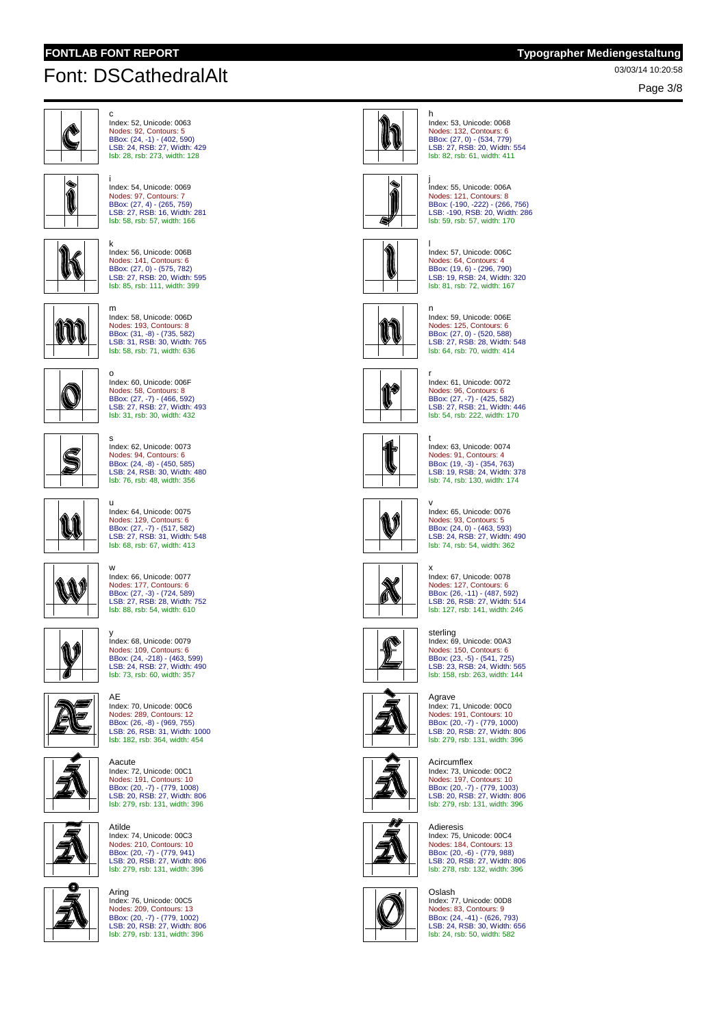# Font: DSCathedralAlt

03/03/14 10:20:58

c
Index: 52, Unicode: 0063
Nodes: 92, Contours: 5
BBox: (24, -1) - (402, 590)
LSB: 24, RSB: 27, Width: 429
lsb: 28, rsb: 273, width: 128

h
Index: 53, Unicode: 0068
Nodes: 132, Contours: 6
BBox: (27, 0) - (534, 779)
LSB: 27, RSB: 20, Width: 554
lsb: 82, rsb: 61, width: 411

i
Index: 54, Unicode: 0069
Nodes: 97, Contours: 7
BBox: (27, 4) - (265, 759)
LSB: 27, RSB: 16, Width: 281
lsb: 58, rsb: 57, width: 166

j
Index: 55, Unicode: 006A
Nodes: 121, Contours: 8
BBox: (-190, -222) - (266, 756)
LSB: -190, RSB: 20, Width: 286
lsb: 59, rsb: 57, width: 170

k
Index: 56, Unicode: 006B
Nodes: 141, Contours: 6
BBox: (27, 0) - (575, 782)
LSB: 27, RSB: 20, Width: 595
lsb: 85, rsb: 111, width: 399

l
Index: 57, Unicode: 006C
Nodes: 64, Contours: 4
BBox: (19, 6) - (296, 790)
LSB: 19, RSB: 24, Width: 320
lsb: 81, rsb: 72, width: 167

m
Index: 58, Unicode: 006D
Nodes: 193, Contours: 8
BBox: (31, -8) - (735, 582)
LSB: 31, RSB: 30, Width: 765
lsb: 58, rsb: 71, width: 636

n
Index: 59, Unicode: 006E
Nodes: 125, Contours: 6
BBox: (27, 0) - (520, 588)
LSB: 27, RSB: 28, Width: 548
lsb: 64, rsb: 70, width: 414

o
Index: 60, Unicode: 006F
Nodes: 58, Contours: 8
BBox: (27, -7) - (466, 592)
LSB: 27, RSB: 27, Width: 493
lsb: 31, rsb: 30, width: 432

r
Index: 61, Unicode: 0072
Nodes: 96, Contours: 6
BBox: (27, -7) - (425, 582)
LSB: 27, RSB: 21, Width: 446
lsb: 54, rsb: 222, width: 170

s
Index: 62, Unicode: 0073
Nodes: 94, Contours: 6
BBox: (24, -8) - (450, 585)
LSB: 24, RSB: 30, Width: 480
lsb: 76, rsb: 48, width: 356

t
Index: 63, Unicode: 0074
Nodes: 91, Contours: 4
BBox: (19, -3) - (354, 763)
LSB: 19, RSB: 24, Width: 378
lsb: 74, rsb: 130, width: 174

u
Index: 64, Unicode: 0075
Nodes: 129, Contours: 6
BBox: (27, -7) - (517, 582)
LSB: 27, RSB: 31, Width: 548
lsb: 68, rsb: 67, width: 413

v
Index: 65, Unicode: 0076
Nodes: 93, Contours: 5
BBox: (24, 0) - (463, 593)
LSB: 24, RSB: 27, Width: 490
lsb: 74, rsb: 54, width: 362

w
Index: 66, Unicode: 0077
Nodes: 177, Contours: 6
BBox: (27, -3) - (724, 589)
LSB: 27, RSB: 28, Width: 752
lsb: 88, rsb: 54, width: 610

x
Index: 67, Unicode: 0078
Nodes: 127, Contours: 6
BBox: (26, -11) - (487, 592)
LSB: 26, RSB: 27, Width: 514
lsb: 127, rsb: 141, width: 246

y
Index: 68, Unicode: 0079
Nodes: 109, Contours: 6
BBox: (24, -218) - (463, 599)
LSB: 24, RSB: 27, Width: 490
lsb: 73, rsb: 60, width: 357

sterling
Index: 69, Unicode: 00A3
Nodes: 150, Contours: 6
BBox: (23, -5) - (541, 725)
LSB: 23, RSB: 24, Width: 565
lsb: 158, rsb: 263, width: 144

AE
Index: 70, Unicode: 00C6
Nodes: 289, Contours: 12
BBox: (26, -8) - (969, 755)
LSB: 26, RSB: 31, Width: 1000
lsb: 182, rsb: 364, width: 454

Agrave
Index: 71, Unicode: 00C0
Nodes: 191, Contours: 10
BBox: (20, -7) - (779, 1000)
LSB: 20, RSB: 27, Width: 806
lsb: 279, rsb: 131, width: 396

Aacute
Index: 72, Unicode: 00C1
Nodes: 191, Contours: 10
BBox: (20, -7) - (779, 1008)
LSB: 20, RSB: 27, Width: 806
lsb: 279, rsb: 131, width: 396

Acircumflex
Index: 73, Unicode: 00C2
Nodes: 197, Contours: 10
BBox: (20, -7) - (779, 1003)
LSB: 20, RSB: 27, Width: 806
lsb: 279, rsb: 131, width: 396

Atilde
Index: 74, Unicode: 00C3
Nodes: 210, Contours: 10
BBox: (20, -7) - (779, 941)
LSB: 20, RSB: 27, Width: 806
lsb: 279, rsb: 131, width: 396

Adieresis
Index: 75, Unicode: 00C4
Nodes: 184, Contours: 13
BBox: (20, -6) - (779, 988)
LSB: 20, RSB: 27, Width: 806
lsb: 278, rsb: 132, width: 396

Aring
Index: 76, Unicode: 00C5
Nodes: 209, Contours: 13
BBox: (20, -7) - (779, 1002)
LSB: 20, RSB: 27, Width: 806
lsb: 279, rsb: 131, width: 396

Oslash
Index: 77, Unicode: 00D8
Nodes: 83, Contours: 9
BBox: (24, -41) - (626, 793)
LSB: 24, RSB: 30, Width: 656
lsb: 24, rsb: 50, width: 582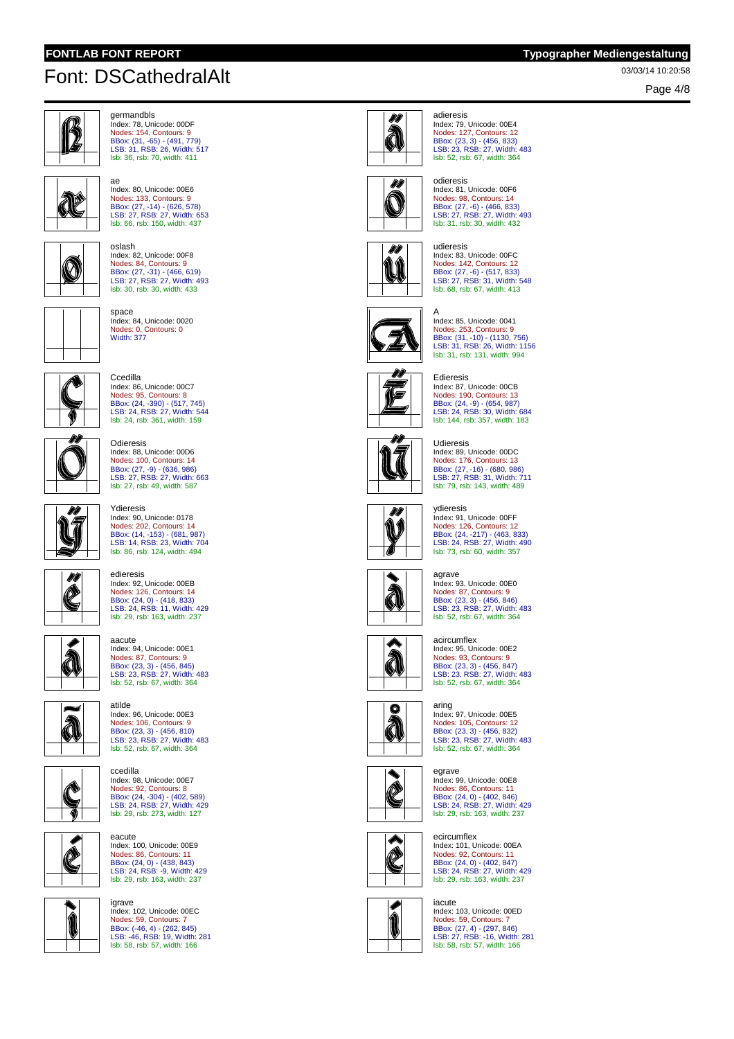# FONTLAB FONT REPORT

**Typographer Mediengestaltung**

## Font: DSCathedralAlt

03/03/14 10:20:58

germandbls
Index: 78, Unicode: 00DF
Nodes: 154, Contours: 9
BBox: (31, -65) - (491, 779)
LSB: 31, RSB: 26, Width: 517
lsb: 36, rsb: 70, width: 411

adieresis
Index: 79, Unicode: 00E4
Nodes: 127, Contours: 12
BBox: (23, 3) - (456, 833)
LSB: 23, RSB: 27, Width: 483
lsb: 52, rsb: 67, width: 364

ae
Index: 80, Unicode: 00E6
Nodes: 133, Contours: 9
BBox: (27, -14) - (626, 578)
LSB: 27, RSB: 27, Width: 653
lsb: 66, rsb: 150, width: 437

odieresis
Index: 81, Unicode: 00F6
Nodes: 98, Contours: 14
BBox: (27, -6) - (466, 833)
LSB: 27, RSB: 27, Width: 493
lsb: 31, rsb: 30, width: 432

oslash
Index: 82, Unicode: 00F8
Nodes: 84, Contours: 9
BBox: (27, -31) - (466, 619)
LSB: 27, RSB: 27, Width: 493
lsb: 30, rsb: 30, width: 433

udieresis
Index: 83, Unicode: 00FC
Nodes: 142, Contours: 12
BBox: (27, -6) - (517, 833)
LSB: 27, RSB: 31, Width: 548
lsb: 68, rsb: 67, width: 413

space
Index: 84, Unicode: 0020
Nodes: 0, Contours: 0
Width: 377

A
Index: 85, Unicode: 0041
Nodes: 253, Contours: 9
BBox: (31, -10) - (1130, 756)
LSB: 31, RSB: 26, Width: 1156
lsb: 31, rsb: 131, width: 994

Ccedilla
Index: 86, Unicode: 00C7
Nodes: 95, Contours: 8
BBox: (24, -390) - (517, 745)
LSB: 24, RSB: 27, Width: 544
lsb: 24, rsb: 361, width: 159

Edieresis
Index: 87, Unicode: 00CB
Nodes: 190, Contours: 13
BBox: (24, -9) - (654, 987)
LSB: 24, RSB: 30, Width: 684
lsb: 144, rsb: 357, width: 183

Odieresis
Index: 88, Unicode: 00D6
Nodes: 100, Contours: 14
BBox: (27, -9) - (636, 986)
LSB: 27, RSB: 27, Width: 663
lsb: 27, rsb: 49, width: 587

Udieresis
Index: 89, Unicode: 00DC
Nodes: 176, Contours: 13
BBox: (27, -16) - (680, 986)
LSB: 27, RSB: 31, Width: 711
lsb: 79, rsb: 143, width: 489

Ydieresis
Index: 90, Unicode: 0178
Nodes: 202, Contours: 14
BBox: (14, -153) - (681, 987)
LSB: 14, RSB: 23, Width: 704
lsb: 86, rsb: 124, width: 494

ydieresis
Index: 91, Unicode: 00FF
Nodes: 126, Contours: 12
BBox: (24, -217) - (463, 833)
LSB: 24, RSB: 27, Width: 490
lsb: 73, rsb: 60, width: 357

edieresis
Index: 92, Unicode: 00EB
Nodes: 126, Contours: 14
BBox: (24, 0) - (418, 833)
LSB: 24, RSB: 11, Width: 429
lsb: 29, rsb: 163, width: 237

agrave
Index: 93, Unicode: 00E0
Nodes: 87, Contours: 9
BBox: (23, 3) - (456, 846)
LSB: 23, RSB: 27, Width: 483
lsb: 52, rsb: 67, width: 364

aacute
Index: 94, Unicode: 00E1
Nodes: 87, Contours: 9
BBox: (23, 3) - (456, 845)
LSB: 23, RSB: 27, Width: 483
lsb: 52, rsb: 67, width: 364

acircumflex
Index: 95, Unicode: 00E2
Nodes: 93, Contours: 9
BBox: (23, 3) - (456, 847)
LSB: 23, RSB: 27, Width: 483
lsb: 52, rsb: 67, width: 364

atilde
Index: 96, Unicode: 00E3
Nodes: 106, Contours: 9
BBox: (23, 3) - (456, 810)
LSB: 23, RSB: 27, Width: 483
lsb: 52, rsb: 67, width: 364

aring
Index: 97, Unicode: 00E5
Nodes: 105, Contours: 12
BBox: (23, 3) - (456, 832)
LSB: 23, RSB: 27, Width: 483
lsb: 52, rsb: 67, width: 364

ccedilla
Index: 98, Unicode: 00E7
Nodes: 92, Contours: 8
BBox: (24, -304) - (402, 589)
LSB: 24, RSB: 27, Width: 429
lsb: 29, rsb: 273, width: 127

egrave
Index: 99, Unicode: 00E8
Nodes: 86, Contours: 11
BBox: (24, 0) - (402, 846)
LSB: 24, RSB: 27, Width: 429
lsb: 29, rsb: 163, width: 237

eacute
Index: 100, Unicode: 00E9
Nodes: 86, Contours: 11
BBox: (24, 0) - (438, 843)
LSB: 24, RSB: -9, Width: 429
lsb: 29, rsb: 163, width: 237

ecircumflex
Index: 101, Unicode: 00EA
Nodes: 92, Contours: 11
BBox: (24, 0) - (402, 847)
LSB: 24, RSB: 27, Width: 429
lsb: 29, rsb: 163, width: 237

igrave
Index: 102, Unicode: 00EC
Nodes: 59, Contours: 7
BBox: (-46, 4) - (262, 845)
LSB: -46, RSB: 19, Width: 281
lsb: 58, rsb: 57, width: 166

iacute
Index: 103, Unicode: 00ED
Nodes: 59, Contours: 7
BBox: (27, 4) - (297, 846)
LSB: 27, RSB: -16, Width: 281
lsb: 58, rsb: 57, width: 166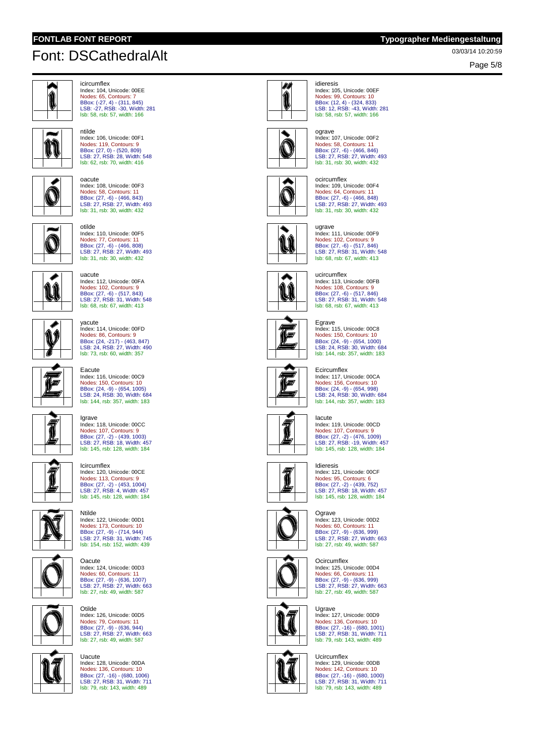# Font: DSCathedralAlt

03/03/14 10:20:59

icircumflex
Index: 104, Unicode: 00EE
Nodes: 65, Contours: 7
BBox: (-27, 4) - (311, 845)
LSB: -27, RSB: -30, Width: 281
lsb: 58, rsb: 57, width: 166

idieresis
Index: 105, Unicode: 00EF
Nodes: 99, Contours: 10
BBox: (12, 4) - (324, 833)
LSB: 12, RSB: -43, Width: 281
lsb: 58, rsb: 57, width: 166

ntilde
Index: 106, Unicode: 00F1
Nodes: 119, Contours: 9
BBox: (27, 0) - (520, 809)
LSB: 27, RSB: 28, Width: 548
lsb: 62, rsb: 70, width: 416

ograve
Index: 107, Unicode: 00F2
Nodes: 58, Contours: 11
BBox: (27, -6) - (466, 846)
LSB: 27, RSB: 27, Width: 493
lsb: 31, rsb: 30, width: 432

oacute
Index: 108, Unicode: 00F3
Nodes: 58, Contours: 11
BBox: (27, -6) - (466, 843)
LSB: 27, RSB: 27, Width: 493
lsb: 31, rsb: 30, width: 432

ocircumflex
Index: 109, Unicode: 00F4
Nodes: 64, Contours: 11
BBox: (27, -6) - (466, 848)
LSB: 27, RSB: 27, Width: 493
lsb: 31, rsb: 30, width: 432

otilde
Index: 110, Unicode: 00F5
Nodes: 77, Contours: 11
BBox: (27, -6) - (466, 808)
LSB: 27, RSB: 27, Width: 493
lsb: 31, rsb: 30, width: 432

ugrave
Index: 111, Unicode: 00F9
Nodes: 102, Contours: 9
BBox: (27, -6) - (517, 846)
LSB: 27, RSB: 31, Width: 548
lsb: 68, rsb: 67, width: 413

uacute
Index: 112, Unicode: 00FA
Nodes: 102, Contours: 9
BBox: (27, -6) - (517, 843)
LSB: 27, RSB: 31, Width: 548
lsb: 68, rsb: 67, width: 413

ucircumflex
Index: 113, Unicode: 00FB
Nodes: 108, Contours: 9
BBox: (27, -6) - (517, 846)
LSB: 27, RSB: 31, Width: 548
lsb: 68, rsb: 67, width: 413

yacute
Index: 114, Unicode: 00FD
Nodes: 86, Contours: 9
BBox: (24, -217) - (463, 847)
LSB: 24, RSB: 27, Width: 490
lsb: 73, rsb: 60, width: 357

Egrave
Index: 115, Unicode: 00C8
Nodes: 150, Contours: 10
BBox: (24, -9) - (654, 1000)
LSB: 24, RSB: 30, Width: 684
lsb: 144, rsb: 357, width: 183

Eacute
Index: 116, Unicode: 00C9
Nodes: 150, Contours: 10
BBox: (24, -9) - (654, 1005)
LSB: 24, RSB: 30, Width: 684
lsb: 144, rsb: 357, width: 183

Ecircumflex
Index: 117, Unicode: 00CA
Nodes: 156, Contours: 10
BBox: (24, -9) - (654, 998)
LSB: 24, RSB: 30, Width: 684
lsb: 144, rsb: 357, width: 183

Igrave
Index: 118, Unicode: 00CC
Nodes: 107, Contours: 9
BBox: (27, -2) - (439, 1003)
LSB: 27, RSB: 18, Width: 457
lsb: 145, rsb: 128, width: 184

Iacute
Index: 119, Unicode: 00CD
Nodes: 107, Contours: 9
BBox: (27, -2) - (476, 1009)
LSB: 27, RSB: -19, Width: 457
lsb: 145, rsb: 128, width: 184

Icircumflex
Index: 120, Unicode: 00CE
Nodes: 113, Contours: 9
BBox: (27, -2) - (453, 1004)
LSB: 27, RSB: 4, Width: 457
lsb: 145, rsb: 128, width: 184

Idieresis
Index: 121, Unicode: 00CF
Nodes: 95, Contours: 6
BBox: (27, -2) - (439, 752)
LSB: 27, RSB: 18, Width: 457
lsb: 145, rsb: 128, width: 184

Ntilde
Index: 122, Unicode: 00D1
Nodes: 173, Contours: 10
BBox: (27, -9) - (714, 944)
LSB: 27, RSB: 31, Width: 745
lsb: 154, rsb: 152, width: 439

Ograve
Index: 123, Unicode: 00D2
Nodes: 60, Contours: 11
BBox: (27, -9) - (636, 999)
LSB: 27, RSB: 27, Width: 663
lsb: 27, rsb: 49, width: 587

Oacute
Index: 124, Unicode: 00D3
Nodes: 60, Contours: 11
BBox: (27, -9) - (636, 1007)
LSB: 27, RSB: 27, Width: 663
lsb: 27, rsb: 49, width: 587

Ocircumflex
Index: 125, Unicode: 00D4
Nodes: 66, Contours: 11
BBox: (27, -9) - (636, 999)
LSB: 27, RSB: 27, Width: 663
lsb: 27, rsb: 49, width: 587

Otilde
Index: 126, Unicode: 00D5
Nodes: 79, Contours: 11
BBox: (27, -9) - (636, 944)
LSB: 27, RSB: 27, Width: 663
lsb: 27, rsb: 49, width: 587

Ugrave
Index: 127, Unicode: 00D9
Nodes: 136, Contours: 10
BBox: (27, -16) - (680, 1001)
LSB: 27, RSB: 31, Width: 711
lsb: 79, rsb: 143, width: 489

Uacute
Index: 128, Unicode: 00DA
Nodes: 136, Contours: 10
BBox: (27, -16) - (680, 1006)
LSB: 27, RSB: 31, Width: 711
lsb: 79, rsb: 143, width: 489

Ucircumflex
Index: 129, Unicode: 00DB
Nodes: 142, Contours: 10
BBox: (27, -16) - (680, 1000)
LSB: 27, RSB: 31, Width: 711
lsb: 79, rsb: 143, width: 489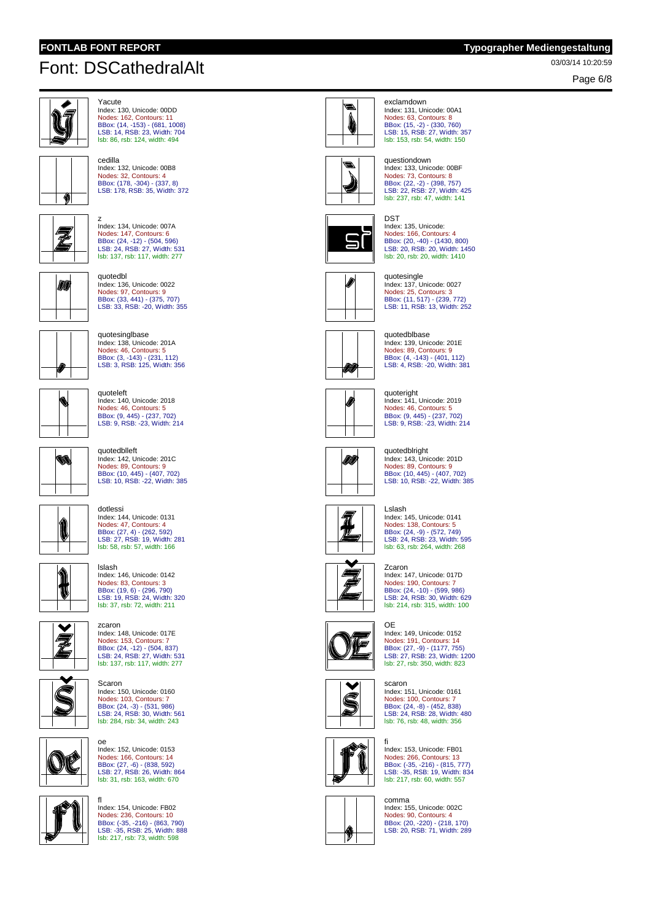# Font: DSCathedralAlt

03/03/14 10:20:59

Yacute
Index: 130, Unicode: 00DD
Nodes: 162, Contours: 11
BBox: (14, -153) - (681, 1008)
LSB: 14, RSB: 23, Width: 704
lsb: 86, rsb: 124, width: 494

exclamdown
Index: 131, Unicode: 00A1
Nodes: 63, Contours: 8
BBox: (15, -2) - (330, 760)
LSB: 15, RSB: 27, Width: 357
lsb: 153, rsb: 54, width: 150

cedilla
Index: 132, Unicode: 00B8
Nodes: 32, Contours: 4
BBox: (178, -304) - (337, 8)
LSB: 178, RSB: 35, Width: 372

questiondown
Index: 133, Unicode: 00BF
Nodes: 73, Contours: 8
BBox: (22, -2) - (398, 757)
LSB: 22, RSB: 27, Width: 425
lsb: 237, rsb: 47, width: 141

z
Index: 134, Unicode: 007A
Nodes: 147, Contours: 6
BBox: (24, -12) - (504, 596)
LSB: 24, RSB: 27, Width: 531
lsb: 137, rsb: 117, width: 277

DST
Index: 135, Unicode:
Nodes: 166, Contours: 4
BBox: (20, -40) - (1430, 800)
LSB: 20, RSB: 20, Width: 1450
lsb: 20, rsb: 20, width: 1410

quotedbl
Index: 136, Unicode: 0022
Nodes: 97, Contours: 9
BBox: (33, 441) - (375, 707)
LSB: 33, RSB: -20, Width: 355

quotesingle
Index: 137, Unicode: 0027
Nodes: 25, Contours: 3
BBox: (11, 517) - (239, 772)
LSB: 11, RSB: 13, Width: 252

quotesinglbase
Index: 138, Unicode: 201A
Nodes: 46, Contours: 5
BBox: (3, -143) - (231, 112)
LSB: 3, RSB: 125, Width: 356

quotedblbase
Index: 139, Unicode: 201E
Nodes: 89, Contours: 9
BBox: (4, -143) - (401, 112)
LSB: 4, RSB: -20, Width: 381

quoteleft
Index: 140, Unicode: 2018
Nodes: 46, Contours: 5
BBox: (9, 445) - (237, 702)
LSB: 9, RSB: -23, Width: 214

quoteright
Index: 141, Unicode: 2019
Nodes: 46, Contours: 5
BBox: (9, 445) - (237, 702)
LSB: 9, RSB: -23, Width: 214

quotedblleft
Index: 142, Unicode: 201C
Nodes: 89, Contours: 9
BBox: (10, 445) - (407, 702)
LSB: 10, RSB: -22, Width: 385

quotedblright
Index: 143, Unicode: 201D
Nodes: 89, Contours: 9
BBox: (10, 445) - (407, 702)
LSB: 10, RSB: -22, Width: 385

dotlessi
Index: 144, Unicode: 0131
Nodes: 47, Contours: 4
BBox: (27, 4) - (262, 592)
LSB: 27, RSB: 19, Width: 281
lsb: 58, rsb: 57, width: 166

Lslash
Index: 145, Unicode: 0141
Nodes: 138, Contours: 5
BBox: (24, -9) - (572, 749)
LSB: 24, RSB: 23, Width: 595
lsb: 63, rsb: 264, width: 268

lslash
Index: 146, Unicode: 0142
Nodes: 83, Contours: 3
BBox: (19, 6) - (296, 790)
LSB: 19, RSB: 24, Width: 320
lsb: 37, rsb: 72, width: 211

Zcaron
Index: 147, Unicode: 017D
Nodes: 190, Contours: 7
BBox: (24, -10) - (599, 986)
LSB: 24, RSB: 30, Width: 629
lsb: 214, rsb: 315, width: 100

zcaron
Index: 148, Unicode: 017E
Nodes: 153, Contours: 7
BBox: (24, -12) - (504, 837)
LSB: 24, RSB: 27, Width: 531
lsb: 137, rsb: 117, width: 277

OE
Index: 149, Unicode: 0152
Nodes: 191, Contours: 14
BBox: (27, -9) - (1177, 755)
LSB: 27, RSB: 23, Width: 1200
lsb: 27, rsb: 350, width: 823

Scaron
Index: 150, Unicode: 0160
Nodes: 103, Contours: 7
BBox: (24, -3) - (531, 986)
LSB: 24, RSB: 30, Width: 561
lsb: 284, rsb: 34, width: 243

scaron
Index: 151, Unicode: 0161
Nodes: 100, Contours: 7
BBox: (24, -8) - (452, 838)
LSB: 24, RSB: 28, Width: 480
lsb: 76, rsb: 48, width: 356

oe
Index: 152, Unicode: 0153
Nodes: 166, Contours: 14
BBox: (27, -6) - (838, 592)
LSB: 27, RSB: 26, Width: 864
lsb: 31, rsb: 163, width: 670

fi
Index: 153, Unicode: FB01
Nodes: 266, Contours: 13
BBox: (-35, -216) - (815, 777)
LSB: -35, RSB: 19, Width: 834
lsb: 217, rsb: 60, width: 557

fl
Index: 154, Unicode: FB02
Nodes: 236, Contours: 10
BBox: (-35, -216) - (863, 790)
LSB: -35, RSB: 25, Width: 888
lsb: 217, rsb: 73, width: 598

comma
Index: 155, Unicode: 002C
Nodes: 90, Contours: 4
BBox: (20, -220) - (218, 170)
LSB: 20, RSB: 71, Width: 289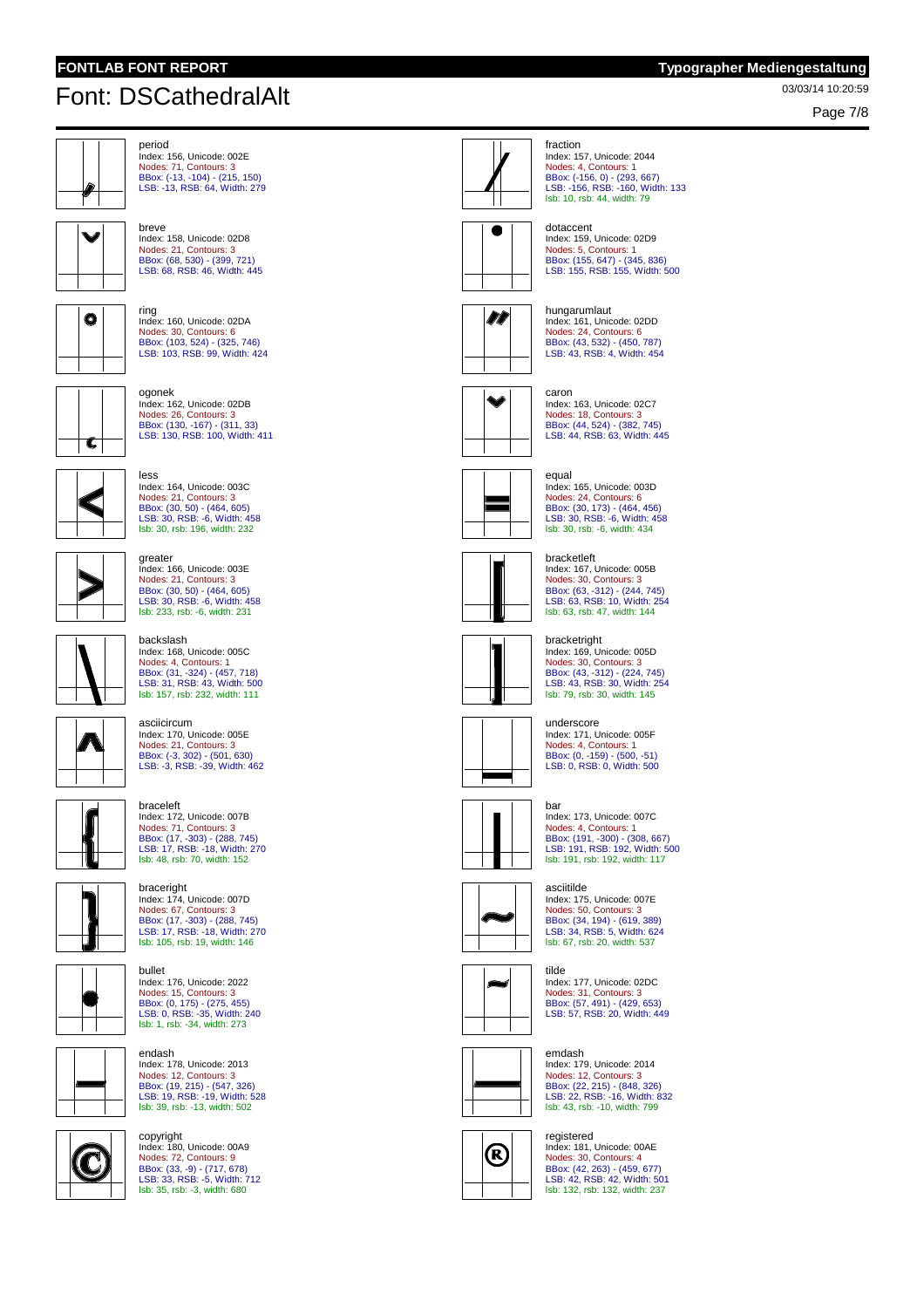# Font: DSCathedralAlt

period
Index: 156, Unicode: 002E
Nodes: 71, Contours: 3
BBox: (-13, -104) - (215, 150)
LSB: -13, RSB: 64, Width: 279

fraction
Index: 157, Unicode: 2044
Nodes: 4, Contours: 1
BBox: (-156, 0) - (293, 667)
LSB: -156, RSB: -160, Width: 133
lsb: 10, rsb: 44, width: 79

breve
Index: 158, Unicode: 02D8
Nodes: 21, Contours: 3
BBox: (68, 530) - (399, 721)
LSB: 68, RSB: 46, Width: 445

dotaccent
Index: 159, Unicode: 02D9
Nodes: 5, Contours: 1
BBox: (155, 647) - (345, 836)
LSB: 155, RSB: 155, Width: 500

ring
Index: 160, Unicode: 02DA
Nodes: 30, Contours: 6
BBox: (103, 524) - (325, 746)
LSB: 103, RSB: 99, Width: 424

hungarumlaut
Index: 161, Unicode: 02DD
Nodes: 24, Contours: 6
BBox: (43, 532) - (450, 787)
LSB: 43, RSB: 4, Width: 454

ogonek
Index: 162, Unicode: 02DB
Nodes: 26, Contours: 3
BBox: (130, -167) - (311, 33)
LSB: 130, RSB: 100, Width: 411

caron
Index: 163, Unicode: 02C7
Nodes: 18, Contours: 3
BBox: (44, 524) - (382, 745)
LSB: 44, RSB: 63, Width: 445

less
Index: 164, Unicode: 003C
Nodes: 21, Contours: 3
BBox: (30, 50) - (464, 605)
LSB: 30, RSB: -6, Width: 458
lsb: 30, rsb: 196, width: 232

equal
Index: 165, Unicode: 003D
Nodes: 24, Contours: 6
BBox: (30, 173) - (464, 456)
LSB: 30, RSB: -6, Width: 458
lsb: 30, rsb: -6, width: 434

greater
Index: 166, Unicode: 003E
Nodes: 21, Contours: 3
BBox: (30, 50) - (464, 605)
LSB: 30, RSB: -6, Width: 458
lsb: 233, rsb: -6, width: 231

bracketleft
Index: 167, Unicode: 005B
Nodes: 30, Contours: 3
BBox: (63, -312) - (244, 745)
LSB: 63, RSB: 10, Width: 254
lsb: 63, rsb: 47, width: 144

backslash
Index: 168, Unicode: 005C
Nodes: 4, Contours: 1
BBox: (31, -324) - (457, 718)
LSB: 31, RSB: 43, Width: 500
lsb: 157, rsb: 232, width: 111

bracketright
Index: 169, Unicode: 005D
Nodes: 30, Contours: 3
BBox: (43, -312) - (224, 745)
LSB: 43, RSB: 30, Width: 254
lsb: 79, rsb: 30, width: 145

asciicircum
Index: 170, Unicode: 005E
Nodes: 21, Contours: 3
BBox: (-3, 302) - (501, 630)
LSB: -3, RSB: -39, Width: 462

underscore
Index: 171, Unicode: 005F
Nodes: 4, Contours: 1
BBox: (0, -159) - (500, -51)
LSB: 0, RSB: 0, Width: 500

braceleft
Index: 172, Unicode: 007B
Nodes: 71, Contours: 3
BBox: (17, -303) - (288, 745)
LSB: 17, RSB: -18, Width: 270
lsb: 48, rsb: 70, width: 152

bar
Index: 173, Unicode: 007C
Nodes: 4, Contours: 1
BBox: (191, -300) - (308, 667)
LSB: 191, RSB: 192, Width: 500
lsb: 191, rsb: 192, width: 117

braceright
Index: 174, Unicode: 007D
Nodes: 67, Contours: 3
BBox: (17, -303) - (288, 745)
LSB: 17, RSB: -18, Width: 270
lsb: 105, rsb: 19, width: 146

asciitilde
Index: 175, Unicode: 007E
Nodes: 50, Contours: 3
BBox: (34, 194) - (619, 389)
LSB: 34, RSB: 5, Width: 624
lsb: 67, rsb: 20, width: 537

bullet
Index: 176, Unicode: 2022
Nodes: 15, Contours: 3
BBox: (0, 175) - (275, 455)
LSB: 0, RSB: -35, Width: 240
lsb: 1, rsb: -34, width: 273

tilde
Index: 177, Unicode: 02DC
Nodes: 31, Contours: 3
BBox: (57, 491) - (429, 653)
LSB: 57, RSB: 20, Width: 449

endash
Index: 178, Unicode: 2013
Nodes: 12, Contours: 3
BBox: (19, 215) - (547, 326)
LSB: 19, RSB: -19, Width: 528
lsb: 39, rsb: -13, width: 502

emdash
Index: 179, Unicode: 2014
Nodes: 12, Contours: 3
BBox: (22, 215) - (848, 326)
LSB: 22, RSB: -16, Width: 832
lsb: 43, rsb: -10, width: 799

copyright
Index: 180, Unicode: 00A9
Nodes: 72, Contours: 9
BBox: (33, -9) - (717, 678)
LSB: 33, RSB: -5, Width: 712
lsb: 35, rsb: -3, width: 680

registered
Index: 181, Unicode: 00AE
Nodes: 30, Contours: 4
BBox: (42, 263) - (459, 677)
LSB: 42, RSB: 42, Width: 501
lsb: 132, rsb: 132, width: 237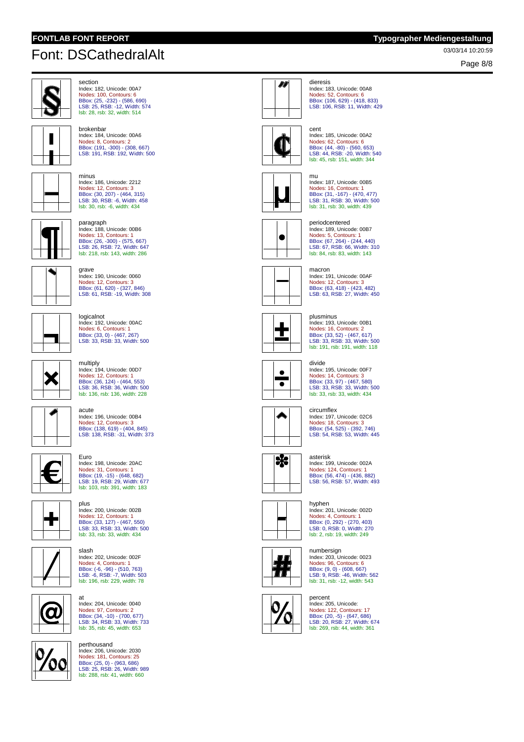# Font: DSCathedralAlt

03/03/14 10:20:59

section
Index: 182, Unicode: 00A7
Nodes: 100, Contours: 6
BBox: (25, -232) - (586, 690)
LSB: 25, RSB: -12, Width: 574
lsb: 28, rsb: 32, width: 514

dieresis
Index: 183, Unicode: 00A8
Nodes: 52, Contours: 6
BBox: (106, 629) - (418, 833)
LSB: 106, RSB: 11, Width: 429

brokenbar
Index: 184, Unicode: 00A6
Nodes: 8, Contours: 2
BBox: (191, -300) - (308, 667)
LSB: 191, RSB: 192, Width: 500

cent
Index: 185, Unicode: 00A2
Nodes: 62, Contours: 6
BBox: (44, -80) - (560, 653)
LSB: 44, RSB: -20, Width: 540
lsb: 45, rsb: 151, width: 344

minus
Index: 186, Unicode: 2212
Nodes: 12, Contours: 3
BBox: (30, 207) - (464, 315)
LSB: 30, RSB: -6, Width: 458
lsb: 30, rsb: -6, width: 434

mu
Index: 187, Unicode: 00B5
Nodes: 16, Contours: 1
BBox: (31, -167) - (470, 477)
LSB: 31, RSB: 30, Width: 500
lsb: 31, rsb: 30, width: 439

paragraph
Index: 188, Unicode: 00B6
Nodes: 13, Contours: 1
BBox: (26, -300) - (575, 667)
LSB: 26, RSB: 72, Width: 647
lsb: 218, rsb: 143, width: 286

periodcentered
Index: 189, Unicode: 00B7
Nodes: 5, Contours: 1
BBox: (67, 264) - (244, 440)
LSB: 67, RSB: 66, Width: 310
lsb: 84, rsb: 83, width: 143

grave
Index: 190, Unicode: 0060
Nodes: 12, Contours: 3
BBox: (61, 620) - (327, 846)
LSB: 61, RSB: -19, Width: 308

macron
Index: 191, Unicode: 00AF
Nodes: 12, Contours: 3
BBox: (63, 418) - (423, 482)
LSB: 63, RSB: 27, Width: 450

logicalnot
Index: 192, Unicode: 00AC
Nodes: 6, Contours: 1
BBox: (33, 0) - (467, 267)
LSB: 33, RSB: 33, Width: 500

plusminus
Index: 193, Unicode: 00B1
Nodes: 16, Contours: 2
BBox: (33, 52) - (467, 617)
LSB: 33, RSB: 33, Width: 500
lsb: 191, rsb: 191, width: 118

multiply
Index: 194, Unicode: 00D7
Nodes: 12, Contours: 1
BBox: (36, 124) - (464, 553)
LSB: 36, RSB: 36, Width: 500
lsb: 136, rsb: 136, width: 228

divide
Index: 195, Unicode: 00F7
Nodes: 14, Contours: 3
BBox: (33, 97) - (467, 580)
LSB: 33, RSB: 33, Width: 500
lsb: 33, rsb: 33, width: 434

acute
Index: 196, Unicode: 00B4
Nodes: 12, Contours: 3
BBox: (138, 619) - (404, 845)
LSB: 138, RSB: -31, Width: 373

circumflex
Index: 197, Unicode: 02C6
Nodes: 18, Contours: 3
BBox: (54, 525) - (392, 746)
LSB: 54, RSB: 53, Width: 445

Euro
Index: 198, Unicode: 20AC
Nodes: 31, Contours: 1
BBox: (19, -15) - (648, 682)
LSB: 19, RSB: 29, Width: 677
lsb: 103, rsb: 391, width: 183

asterisk
Index: 199, Unicode: 002A
Nodes: 124, Contours: 1
BBox: (56, 474) - (436, 882)
LSB: 56, RSB: 57, Width: 493

plus
Index: 200, Unicode: 002B
Nodes: 12, Contours: 1
BBox: (33, 127) - (467, 550)
LSB: 33, RSB: 33, Width: 500
lsb: 33, rsb: 33, width: 434

hyphen
Index: 201, Unicode: 002D
Nodes: 4, Contours: 1
BBox: (0, 292) - (270, 403)
LSB: 0, RSB: 0, Width: 270
lsb: 2, rsb: 19, width: 249

slash
Index: 202, Unicode: 002F
Nodes: 4, Contours: 1
BBox: (-6, -96) - (510, 763)
LSB: -6, RSB: -7, Width: 503
lsb: 196, rsb: 229, width: 78

numbersign
Index: 203, Unicode: 0023
Nodes: 96, Contours: 6
BBox: (9, 0) - (608, 667)
LSB: 9, RSB: -46, Width: 562
lsb: 31, rsb: -12, width: 543

at
Index: 204, Unicode: 0040
Nodes: 97, Contours: 2
BBox: (34, -10) - (700, 677)
LSB: 34, RSB: 33, Width: 733
lsb: 35, rsb: 45, width: 653

percent
Index: 205, Unicode:
Nodes: 122, Contours: 17
BBox: (20, -5) - (647, 686)
LSB: 20, RSB: 27, Width: 674
lsb: 269, rsb: 44, width: 361

perthousand
Index: 206, Unicode: 2030
Nodes: 181, Contours: 25
BBox: (25, 0) - (963, 686)
LSB: 25, RSB: 26, Width: 989
lsb: 288, rsb: 41, width: 660